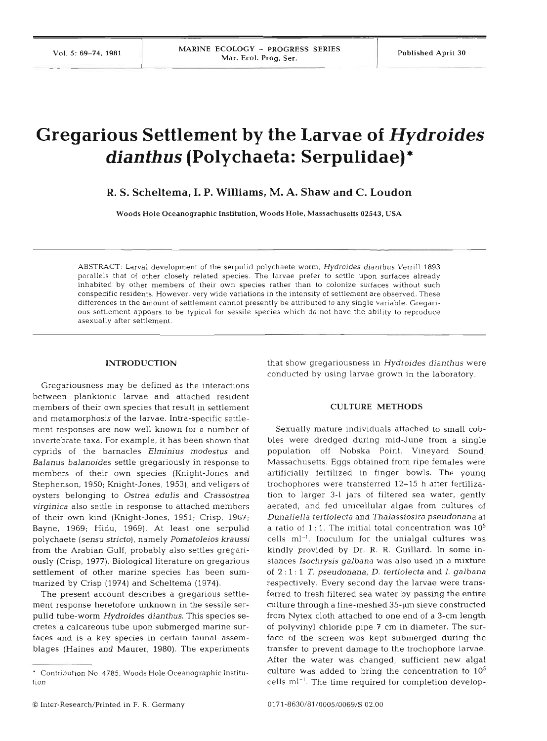# Gregarious Settlement by the Larvae of *Hydroides dianthus* (Polychaeta: Serpulidae)*

**R. S. Scheltema, I. P. Williams, M. A. Shaw and C. Loudon**

Woods Hole Oceanographic Institution, Woods Hole, Massachusetts 02543, USA

ABSTRACT: Larval development of the serpulid polychaete worm, *Hydroides dianthus* Verrill 1893 parallels that of other closely related species. The larvae prefer to settle upon surfaces already inhabited by other members of their own species rather than to colonize surfaces without such conspecific residents. However, very wide variations in the intensity of settlement are observed. These differences in the amount of settlement cannot presently be attributed to any single variable. Gregarious settlement appears to be typical for sessile species which do not have the ability to reproduce asexually after settlement.

## INTRODUCTION

Gregariousness may be defined as the interactions between planktonic larvae and attached resident members of their own species that result in settlement and metamorphosis of the larvae. Intra-specific settlement responses are now well known for a number of invertebrate taxa. For example, it has been shown that cyprids of the barnacles *Elminius modestus* and *Balanus balanoides* settle gregariously in response to members of their own species (Knight-Jones and Stephenson, 1950; Knight-Jones, 1953), and veligers of oysters belonging to *Ostrea edulis* and *Crassostrea virginica* also settle in response to attached members of their own kind (Knight-Jones, 1951; Crisp, 1967; Bayne, 1969; Hidu, 1969). At least one serpulid polychaete (*sensu stricto*), namely *Pomatoleios kraussi* from the Arabian Gulf, probably also settles gregariously (Crisp, 1977). Biological literature on gregarious settlement of other marine species has been summarized by Crisp (1974) and Scheltema (1974).

The present account describes a gregarious settlement response heretofore unknown in the sessile serpulid tube-worm *Hydroides dianthus*. This species secretes a calcareous tube upon submerged marine surfaces and is a key species in certain faunal assemblages (Haines and Maurer, 1980). The experiments that show gregariousness in *Hydroides dianthus* were conducted by using larvae grown in the laboratory.

## CULTURE METHODS

Sexually mature individuals attached to small cobbles were dredged during mid-June from a single population off Nobska Point, Vineyard Sound, Massachusetts. Eggs obtained from ripe females were artificially fertilized in finger bowls. The young trochophores were transferred 12–15 h after fertilization to larger 3-l jars of filtered sea water, gently aerated, and fed unicellular algae from cultures of *Dunaliella tertiolecta* and *Thalassiosira pseudonana* at a ratio of 1 : 1. The initial total concentration was $10^5$ cells ml$^{-1}$. Inoculum for the unialgal cultures was kindly provided by Dr. R. R. Guillard. In some instances *Isochrysis galbana* was also used in a mixture of 2 : 1 : 1 *T. pseudonana*, *D. tertiolecta* and *I. galbana* respectively. Every second day the larvae were transferred to fresh filtered sea water by passing the entire culture through a fine-meshed 35-µm sieve constructed from Nytex cloth attached to one end of a 3-cm length of polyvinyl chloride pipe 7 cm in diameter. The surface of the screen was kept submerged during the transfer to prevent damage to the trochophore larvae. After the water was changed, sufficient new algal culture was added to bring the concentration to $10^5$ cells ml$^{-1}$. The time required for completion develop-

* Contribution No. 4785, Woods Hole Oceanographic Institution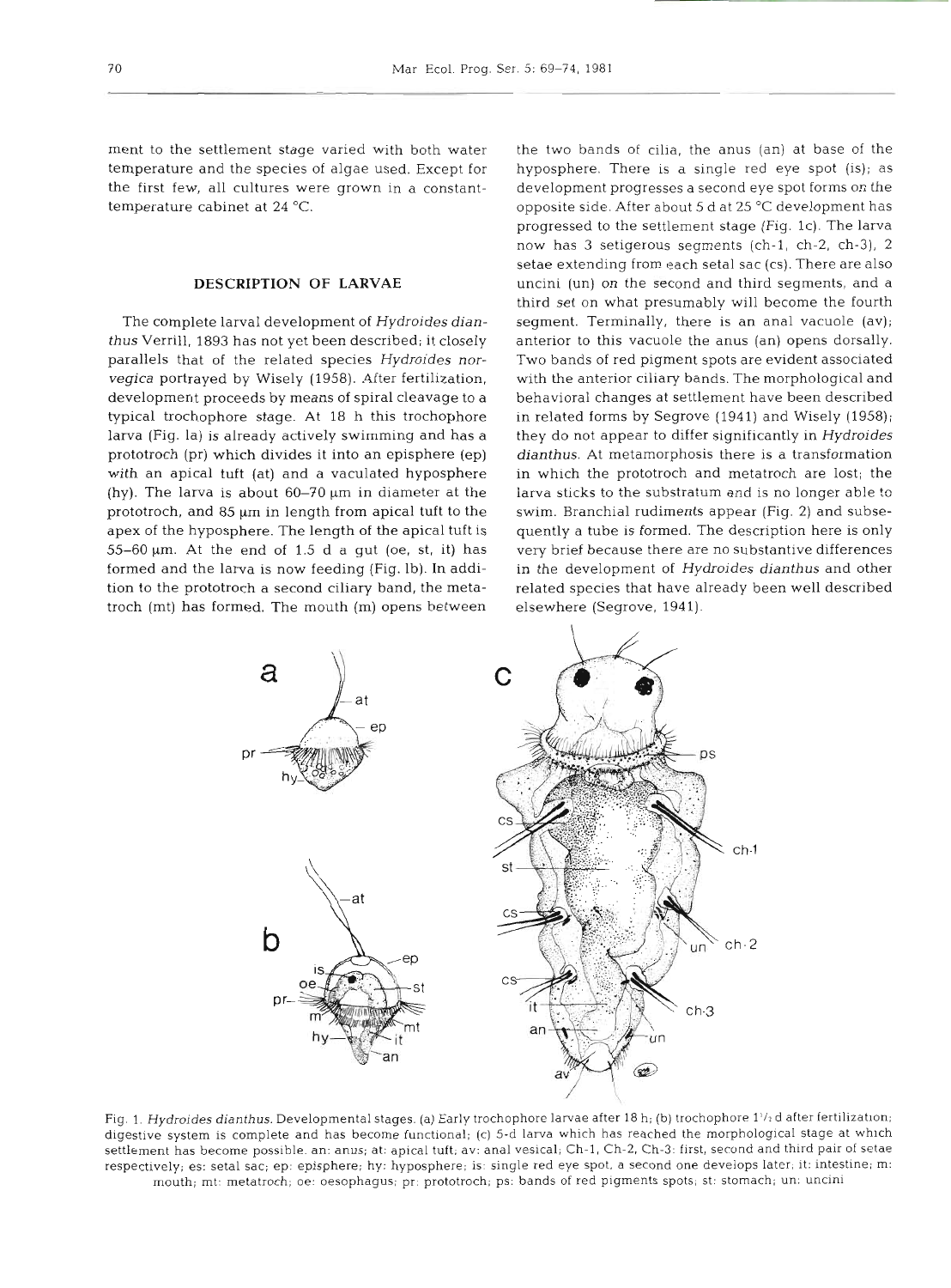ment to the settlement stage varied with both water temperature and the species of algae used. Except for the first few, all cultures were grown in a constant-temperature cabinet at 24 °C.

## DESCRIPTION OF LARVAE

The complete larval development of *Hydroides dianthus* Verrill, 1893 has not yet been described; it closely parallels that of the related species *Hydroides norvegica* portrayed by Wisely (1958). After fertilization, development proceeds by means of spiral cleavage to a typical trochophore stage. At 18 h this trochophore larva (Fig. 1a) is already actively swimming and has a prototroch (pr) which divides it into an episphere (ep) with an apical tuft (at) and a vaculated hyposphere (hy). The larva is about 60–70 µm in diameter at the prototroch, and 85 µm in length from apical tuft to the apex of the hyposphere. The length of the apical tuft is 55–60 µm. At the end of 1.5 d a gut (oe, st, it) has formed and the larva is now feeding (Fig. 1b). In addition to the prototroch a second ciliary band, the metatroch (mt) has formed. The mouth (m) opens between the two bands of cilia, the anus (an) at base of the hyposphere. There is a single red eye spot (is); as development progresses a second eye spot forms on the opposite side. After about 5 d at 25 °C development has progressed to the settlement stage (Fig. 1c). The larva now has 3 setigerous segments (ch-1, ch-2, ch-3), 2 setae extending from each setal sac (cs). There are also uncini (un) on the second and third segments, and a third set on what presumably will become the fourth segment. Terminally, there is an anal vacuole (av); anterior to this vacuole the anus (an) opens dorsally. Two bands of red pigment spots are evident associated with the anterior ciliary bands. The morphological and behavioral changes at settlement have been described in related forms by Segrove (1941) and Wisely (1958); they do not appear to differ significantly in *Hydroides dianthus*. At metamorphosis there is a transformation in which the prototroch and metatroch are lost; the larva sticks to the substratum and is no longer able to swim. Branchial rudiments appear (Fig. 2) and subsequently a tube is formed. The description here is only very brief because there are no substantive differences in the development of *Hydroides dianthus* and other related species that have already been well described elsewhere (Segrove, 1941).

Fig. 1. *Hydroides dianthus*. Developmental stages. (a) Early trochophore larvae after 18 h; (b) trochophore 1½ d after fertilization; digestive system is complete and has become functional; (c) 5-d larva which has reached the morphological stage at which settlement has become possible. an: anus; at: apical tuft; av: anal vesical; Ch-1, Ch-2, Ch-3: first, second and third pair of setae respectively; es: setal sac; ep: episphere; hy: hyposphere; is: single red eye spot, a second one develops later; it: intestine; m: mouth; mt: metatroch; oe: oesophagus; pr: prototroch; ps: bands of red pigments spots; st: stomach; un: uncini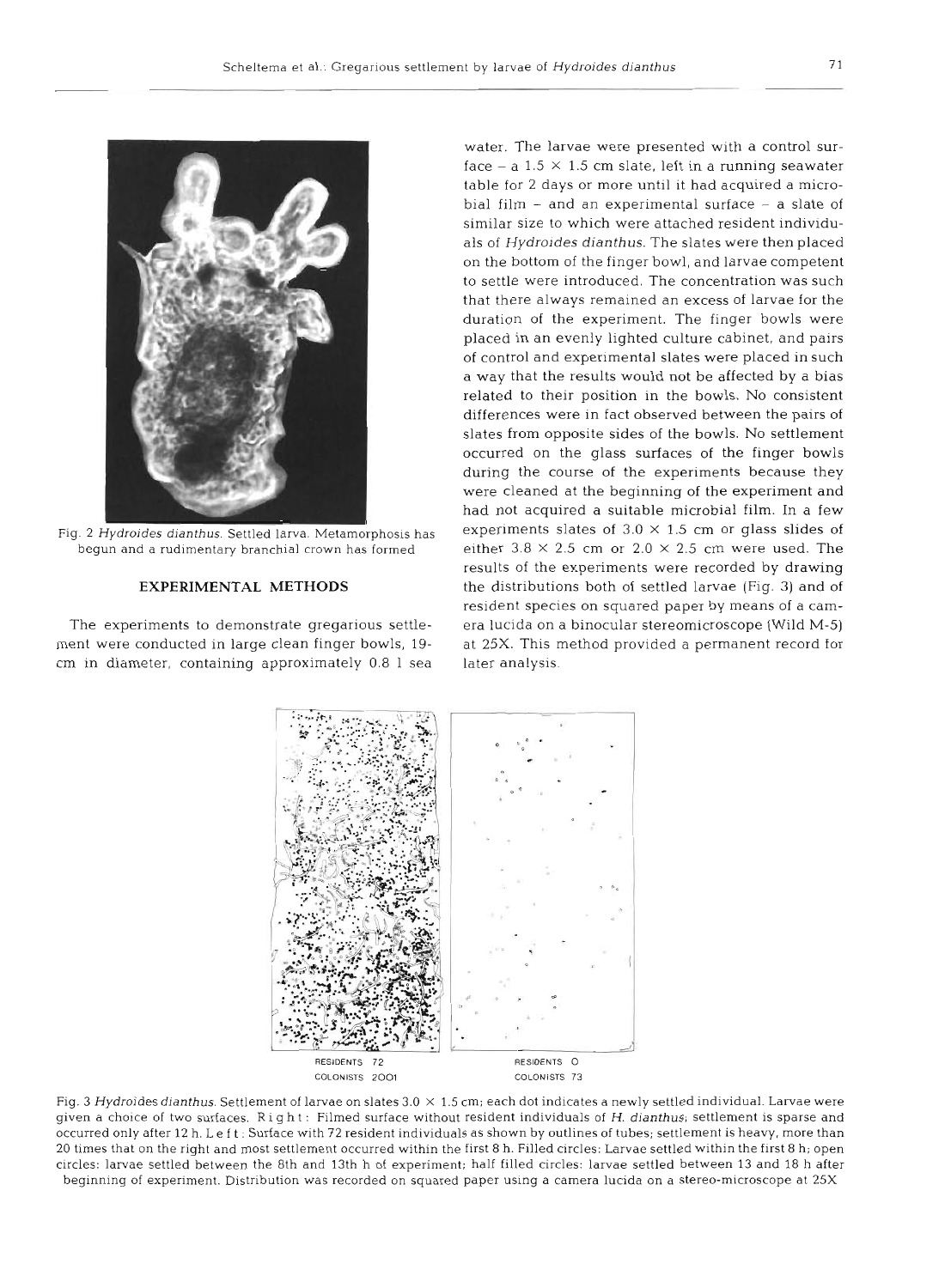Fig. 2 *Hydroides dianthus*. Settled larva. Metamorphosis has begun and a rudimentary branchial crown has formed

## EXPERIMENTAL METHODS

The experiments to demonstrate gregarious settlement were conducted in large clean finger bowls, 19-cm in diameter, containing approximately 0.8 l sea water. The larvae were presented with a control surface – a 1.5 × 1.5 cm slate, left in a running seawater table for 2 days or more until it had acquired a microbial film – and an experimental surface – a slate of similar size to which were attached resident individuals of *Hydroides dianthus*. The slates were then placed on the bottom of the finger bowl, and larvae competent to settle were introduced. The concentration was such that there always remained an excess of larvae for the duration of the experiment. The finger bowls were placed in an evenly lighted culture cabinet, and pairs of control and experimental slates were placed in such a way that the results would not be affected by a bias related to their position in the bowls. No consistent differences were in fact observed between the pairs of slates from opposite sides of the bowls. No settlement occurred on the glass surfaces of the finger bowls during the course of the experiments because they were cleaned at the beginning of the experiment and had not acquired a suitable microbial film. In a few experiments slates of 3.0 × 1.5 cm or glass slides of either 3.8 × 2.5 cm or 2.0 × 2.5 cm were used. The results of the experiments were recorded by drawing the distributions both of settled larvae (Fig. 3) and of resident species on squared paper by means of a camera lucida on a binocular stereomicroscope (Wild M-5) at 25X. This method provided a permanent record for later analysis.

RESIDENTS 72 COLONISTS 2001 | RESIDENTS 0 COLONISTS 73

Fig. 3 *Hydroides dianthus*. Settlement of larvae on slates 3.0 × 1.5 cm; each dot indicates a newly settled individual. Larvae were given a choice of two surfaces. Right: Filmed surface without resident individuals of *H. dianthus*; settlement is sparse and occurred only after 12 h. Left: Surface with 72 resident individuals as shown by outlines of tubes; settlement is heavy, more than 20 times that on the right and most settlement occurred within the first 8 h. Filled circles: Larvae settled within the first 8 h; open circles: larvae settled between the 8th and 13th h of experiment; half filled circles: larvae settled between 13 and 18 h after beginning of experiment. Distribution was recorded on squared paper using a camera lucida on a stereo-microscope at 25X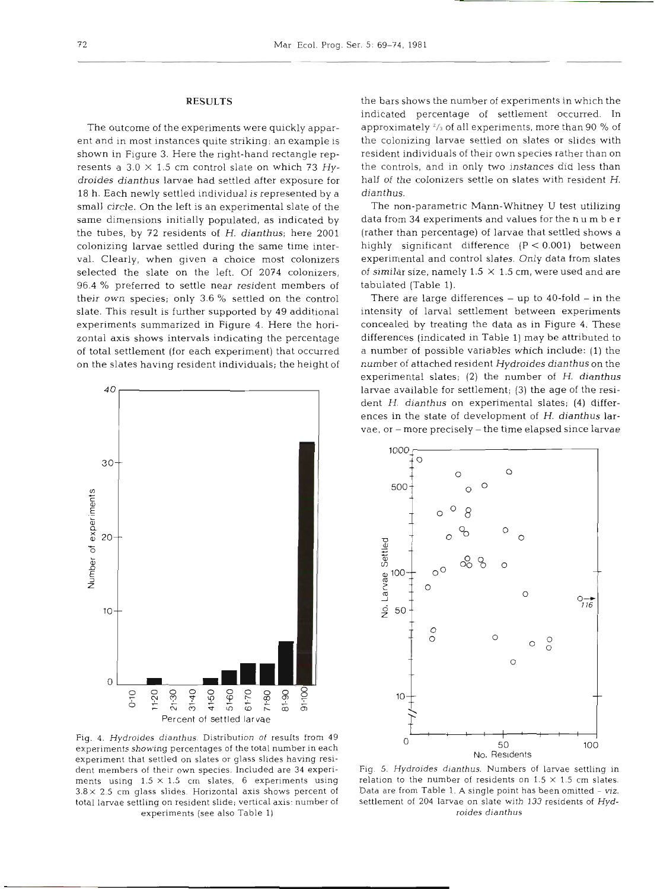## RESULTS

The outcome of the experiments were quickly apparent and in most instances quite striking; an example is shown in Figure 3. Here the right-hand rectangle represents a 3.0 × 1.5 cm control slate on which 73 *Hydroides dianthus* larvae had settled after exposure for 18 h. Each newly settled individual is represented by a small circle. On the left is an experimental slate of the same dimensions initially populated, as indicated by the tubes, by 72 residents of *H. dianthus*; here 2001 colonizing larvae settled during the same time interval. Clearly, when given a choice most colonizers selected the slate on the left. Of 2074 colonizers, 96.4 % preferred to settle near resident members of their own species; only 3.6 % settled on the control slate. This result is further supported by 49 additional experiments summarized in Figure 4. Here the horizontal axis shows intervals indicating the percentage of total settlement (for each experiment) that occurred on the slates having resident individuals; the height of the bars shows the number of experiments in which the indicated percentage of settlement occurred. In approximately ⅔ of all experiments, more than 90 % of the colonizing larvae settled on slates or slides with resident individuals of their own species rather than on the controls, and in only two instances did less than half of the colonizers settle on slates with resident *H. dianthus*.

The non-parametric Mann-Whitney U test utilizing data from 34 experiments and values for the n u m b e r (rather than percentage) of larvae that settled shows a highly significant difference ($P < 0.001$) between experimental and control slates. Only data from slates of similar size, namely 1.5 × 1.5 cm, were used and are tabulated (Table 1).

There are large differences – up to 40-fold – in the intensity of larval settlement between experiments concealed by treating the data as in Figure 4. These differences (indicated in Table 1) may be attributed to a number of possible variables which include: (1) the number of attached resident *Hydroides dianthus* on the experimental slates; (2) the number of *H. dianthus* larvae available for settlement; (3) the age of the resident *H. dianthus* on experimental slates; (4) differences in the state of development of *H. dianthus* larvae, or – more precisely – the time elapsed since larvae

Fig. 4. *Hydroides dianthus*. Distribution of results from 49 experiments showing percentages of the total number in each experiment that settled on slates or glass slides having resident members of their own species. Included are 34 experiments using 1.5 × 1.5 cm slates, 6 experiments using 3.8 × 2.5 cm glass slides. Horizontal axis shows percent of total larvae settling on resident slide; vertical axis: number of experiments (see also Table 1)

Fig. 5. *Hydroides dianthus*. Numbers of larvae settling in relation to the number of residents on 1.5 × 1.5 cm slates. Data are from Table 1. A single point has been omitted – *viz.* settlement of 204 larvae on slate with 133 residents of *Hydroides dianthus*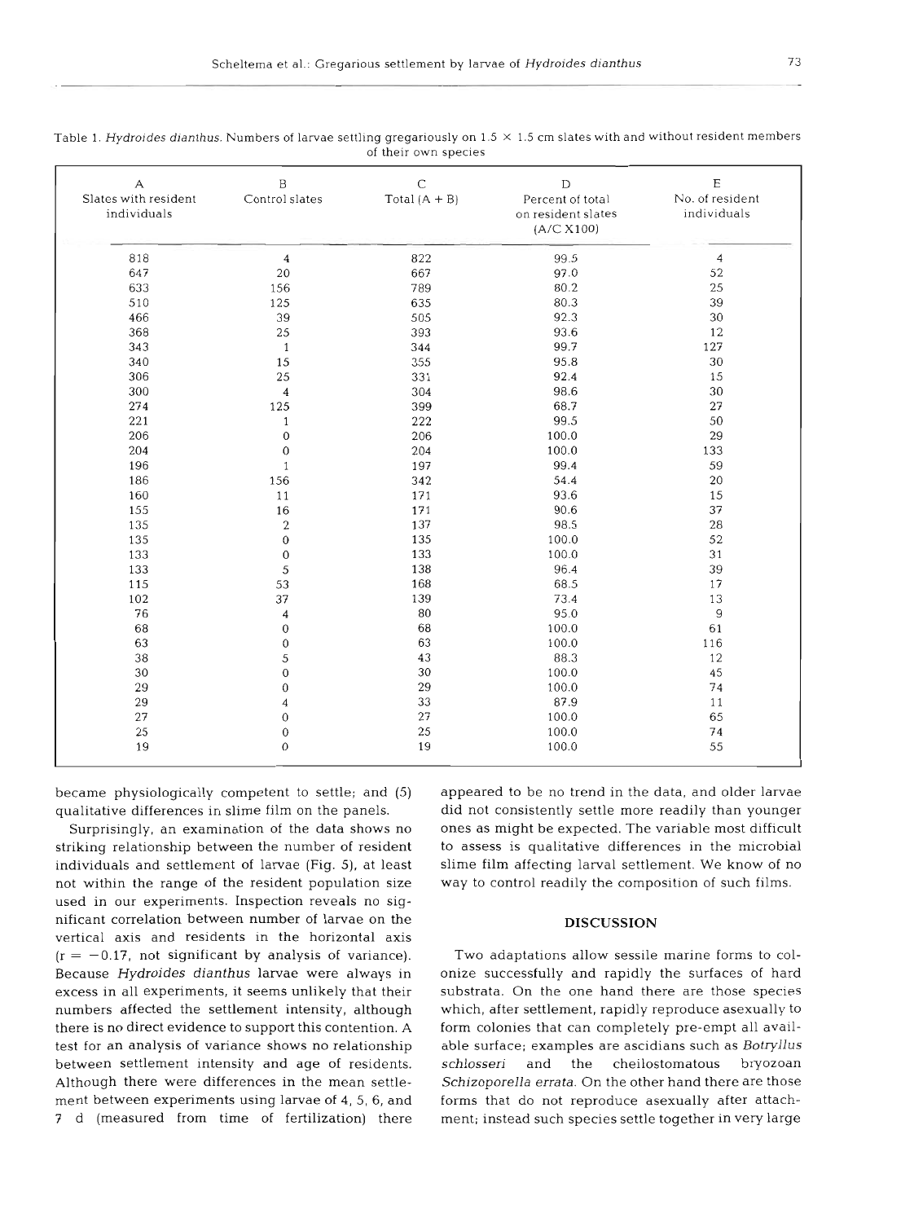Table 1. *Hydroides dianthus*. Numbers of larvae settling gregariously on 1.5 × 1.5 cm slates with and without resident members of their own species

| A<br>Slates with resident individuals | B<br>Control slates | C<br>Total (A + B) | D<br>Percent of total on resident slates (A/C X100) | E<br>No. of resident individuals |
|---|---|---|---|---|
| 818 | 4 | 822 | 99.5 | 4 |
| 647 | 20 | 667 | 97.0 | 52 |
| 633 | 156 | 789 | 80.2 | 25 |
| 510 | 125 | 635 | 80.3 | 39 |
| 466 | 39 | 505 | 92.3 | 30 |
| 368 | 25 | 393 | 93.6 | 12 |
| 343 | 1 | 344 | 99.7 | 127 |
| 340 | 15 | 355 | 95.8 | 30 |
| 306 | 25 | 331 | 92.4 | 15 |
| 300 | 4 | 304 | 98.6 | 30 |
| 274 | 125 | 399 | 68.7 | 27 |
| 221 | 1 | 222 | 99.5 | 50 |
| 206 | 0 | 206 | 100.0 | 29 |
| 204 | 0 | 204 | 100.0 | 133 |
| 196 | 1 | 197 | 99.4 | 59 |
| 186 | 156 | 342 | 54.4 | 20 |
| 160 | 11 | 171 | 93.6 | 15 |
| 155 | 16 | 171 | 90.6 | 37 |
| 135 | 2 | 137 | 98.5 | 28 |
| 135 | 0 | 135 | 100.0 | 52 |
| 133 | 0 | 133 | 100.0 | 31 |
| 133 | 5 | 138 | 96.4 | 39 |
| 115 | 53 | 168 | 68.5 | 17 |
| 102 | 37 | 139 | 73.4 | 13 |
| 76 | 4 | 80 | 95.0 | 9 |
| 68 | 0 | 68 | 100.0 | 61 |
| 63 | 0 | 63 | 100.0 | 116 |
| 38 | 5 | 43 | 88.3 | 12 |
| 30 | 0 | 30 | 100.0 | 45 |
| 29 | 0 | 29 | 100.0 | 74 |
| 29 | 4 | 33 | 87.9 | 11 |
| 27 | 0 | 27 | 100.0 | 65 |
| 25 | 0 | 25 | 100.0 | 74 |
| 19 | 0 | 19 | 100.0 | 55 |

became physiologically competent to settle; and (5) qualitative differences in slime film on the panels.

Surprisingly, an examination of the data shows no striking relationship between the number of resident individuals and settlement of larvae (Fig. 5), at least not within the range of the resident population size used in our experiments. Inspection reveals no significant correlation between number of larvae on the vertical axis and residents in the horizontal axis ($r = -0.17$, not significant by analysis of variance). Because *Hydroides dianthus* larvae were always in excess in all experiments, it seems unlikely that their numbers affected the settlement intensity, although there is no direct evidence to support this contention. A test for an analysis of variance shows no relationship between settlement intensity and age of residents. Although there were differences in the mean settlement between experiments using larvae of 4, 5, 6, and 7 d (measured from time of fertilization) there appeared to be no trend in the data, and older larvae did not consistently settle more readily than younger ones as might be expected. The variable most difficult to assess is qualitative differences in the microbial slime film affecting larval settlement. We know of no way to control readily the composition of such films.

## DISCUSSION

Two adaptations allow sessile marine forms to colonize successfully and rapidly the surfaces of hard substrata. On the one hand there are those species which, after settlement, rapidly reproduce asexually to form colonies that can completely pre-empt all available surface; examples are ascidians such as *Botryllus schlosseri* and the cheilostomatous bryozoan *Schizoporella errata*. On the other hand there are those forms that do not reproduce asexually after attachment; instead such species settle together in very large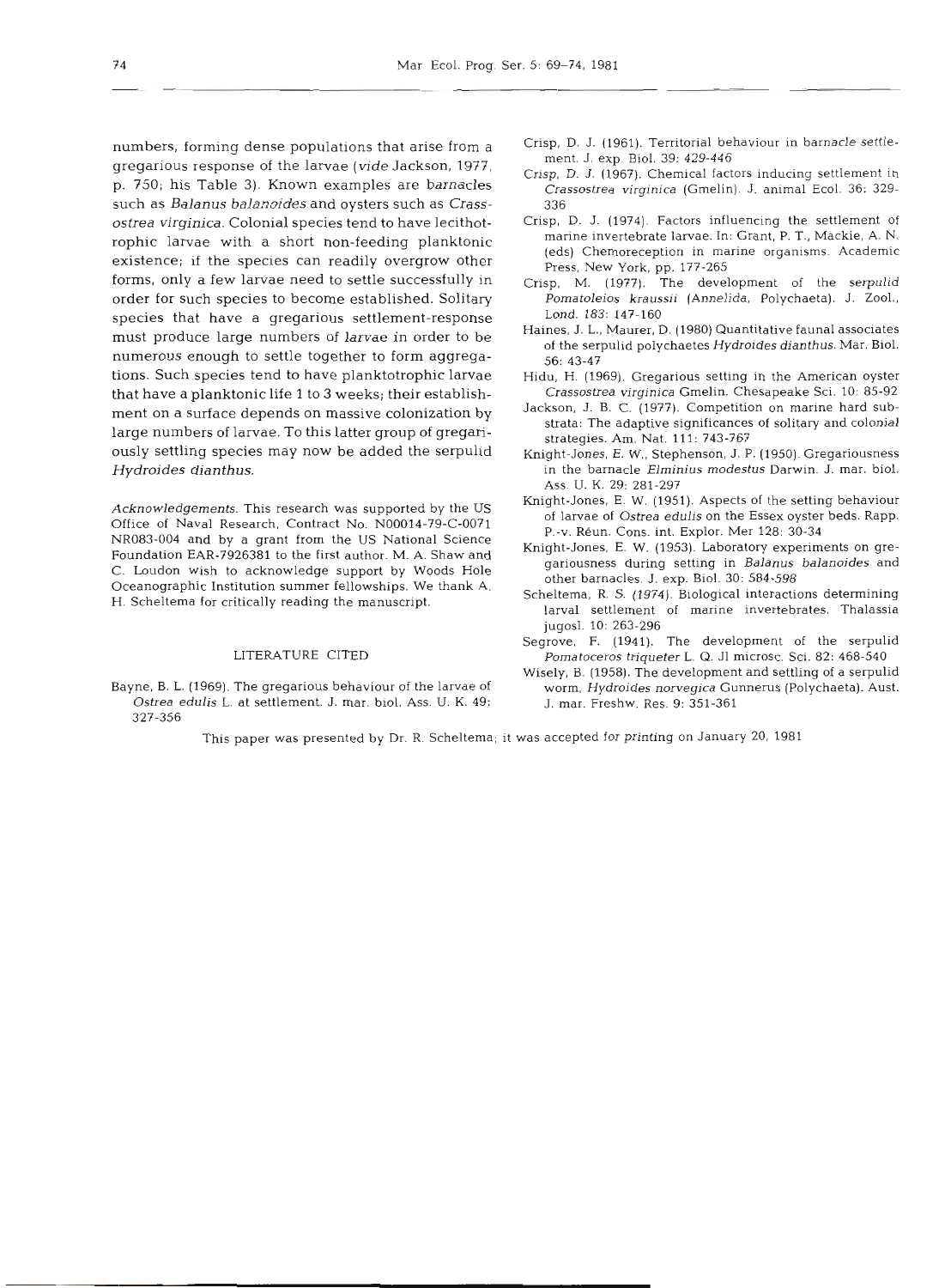numbers, forming dense populations that arise from a gregarious response of the larvae (*vide* Jackson, 1977, p. 750; his Table 3). Known examples are barnacles such as *Balanus balanoides* and oysters such as *Crassostrea virginica*. Colonial species tend to have lecithotrophic larvae with a short non-feeding planktonic existence; if the species can readily overgrow other forms, only a few larvae need to settle successfully in order for such species to become established. Solitary species that have a gregarious settlement-response must produce large numbers of larvae in order to be numerous enough to settle together to form aggregations. Such species tend to have planktotrophic larvae that have a planktonic life 1 to 3 weeks; their establishment on a surface depends on massive colonization by large numbers of larvae. To this latter group of gregariously settling species may now be added the serpulid *Hydroides dianthus*.

*Acknowledgements*. This research was supported by the US Office of Naval Research, Contract No. N00014-79-C-0071 NR083-004 and by a grant from the US National Science Foundation EAR-7926381 to the first author. M. A. Shaw and C. Loudon wish to acknowledge support by Woods Hole Oceanographic Institution summer fellowships. We thank A. H. Scheltema for critically reading the manuscript.

## LITERATURE CITED

Bayne, B. L. (1969). The gregarious behaviour of the larvae of *Ostrea edulis* L. at settlement. J. mar. biol. Ass. U. K. 49: 327-356

Crisp, D. J. (1961). Territorial behaviour in barnacle settlement. J. exp. Biol. 39: 429-446

Crisp, D. J. (1967). Chemical factors inducing settlement in *Crassostrea virginica* (Gmelin). J. animal Ecol. 36: 329-336

Crisp, D. J. (1974). Factors influencing the settlement of marine invertebrate larvae. In: Grant, P. T., Mackie, A. N. (eds) Chemoreception in marine organisms. Academic Press, New York, pp. 177-265

Crisp, M. (1977). The development of the serpulid *Pomatoleios kraussii* (Annelida, Polychaeta). J. Zool., Lond. 183: 147-160

Haines, J. L., Maurer, D. (1980) Quantitative faunal associates of the serpulid polychaetes *Hydroides dianthus*. Mar. Biol. 56: 43-47

Hidu, H. (1969). Gregarious setting in the American oyster *Crassostrea virginica* Gmelin. Chesapeake Sci. 10: 85-92

Jackson, J. B. C. (1977). Competition on marine hard substrata: The adaptive significances of solitary and colonial strategies. Am. Nat. 111: 743-767

Knight-Jones, E. W., Stephenson, J. P. (1950). Gregariousness in the barnacle *Elminius modestus* Darwin. J. mar. biol. Ass. U. K. 29: 281-297

Knight-Jones, E. W. (1951). Aspects of the setting behaviour of larvae of *Ostrea edulis* on the Essex oyster beds. Rapp. P.-v. Réun. Cons. int. Explor. Mer 128: 30-34

Knight-Jones, E. W. (1953). Laboratory experiments on gregariousness during setting in *Balanus balanoides* and other barnacles. J. exp. Biol. 30: 584-598

Scheltema, R. S. (1974). Biological interactions determining larval settlement of marine invertebrates. Thalassia jugosl. 10: 263-296

Segrove, F. (1941). The development of the serpulid *Pomatoceros triqueter* L. Q. Jl microsc. Sci. 82: 468-540

Wisely, B. (1958). The development and settling of a serpulid worm, *Hydroides norvegica* Gunnerus (Polychaeta). Aust. J. mar. Freshw. Res. 9: 351-361

This paper was presented by Dr. R. Scheltema; it was accepted for printing on January 20, 1981